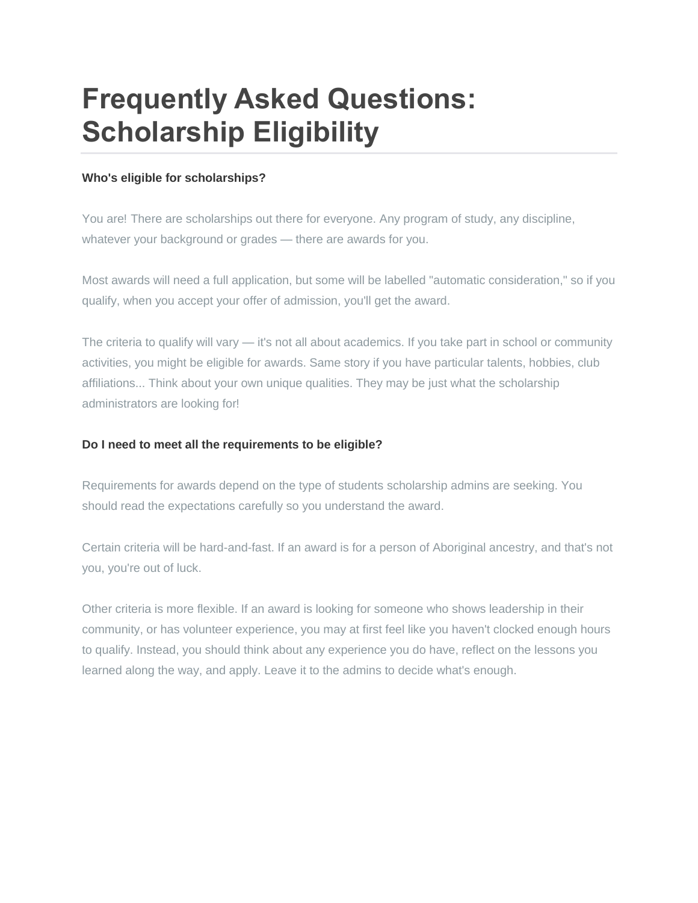# Frequently Asked Questions: Scholarship Eligibility

**Who's eligible for scholarships?**

You are! There are scholarships out there for everyone. Any program of study, any discipline, whatever your background or grades — there are awards for you.

Most awards will need a full application, but some will be labelled "automatic consideration," so if you qualify, when you accept your offer of admission, you'll get the award.

The criteria to qualify will vary — it's not all about academics. If you take part in school or community activities, you might be eligible for awards. Same story if you have particular talents, hobbies, club affiliations... Think about your own unique qualities. They may be just what the scholarship administrators are looking for!

**Do I need to meet all the requirements to be eligible?**

Requirements for awards depend on the type of students scholarship admins are seeking. You should read the expectations carefully so you understand the award.

Certain criteria will be hard-and-fast. If an award is for a person of Aboriginal ancestry, and that's not you, you're out of luck.

Other criteria is more flexible. If an award is looking for someone who shows leadership in their community, or has volunteer experience, you may at first feel like you haven't clocked enough hours to qualify. Instead, you should think about any experience you do have, reflect on the lessons you learned along the way, and apply. Leave it to the admins to decide what's enough.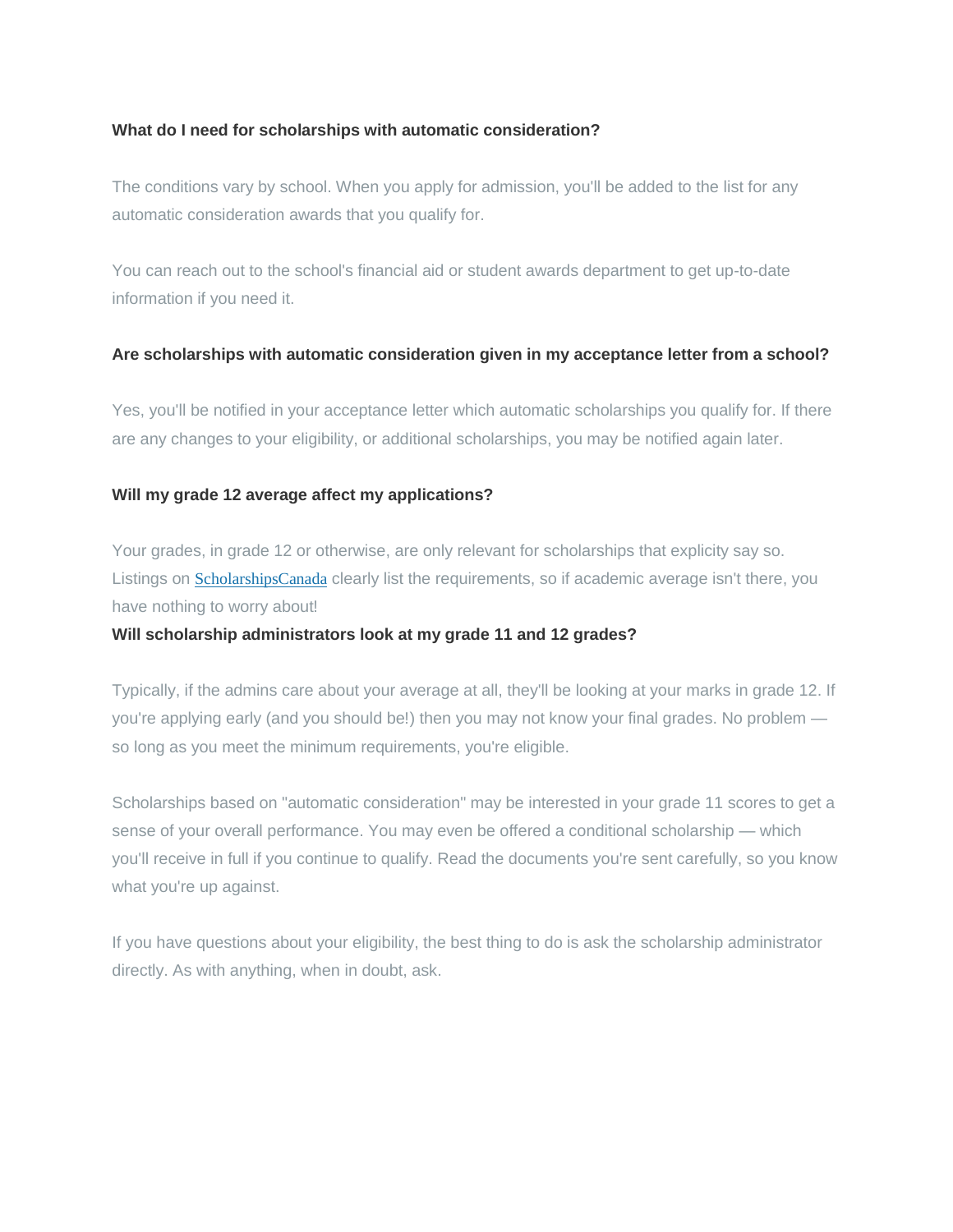**What do I need for scholarships with automatic consideration?**

The conditions vary by school. When you apply for admission, you'll be added to the list for any automatic consideration awards that you qualify for.

You can reach out to the school's financial aid or student awards department to get up-to-date information if you need it.

**Are scholarships with automatic consideration given in my acceptance letter from a school?**

Yes, you'll be notified in your acceptance letter which automatic scholarships you qualify for. If there are any changes to your eligibility, or additional scholarships, you may be notified again later.

**Will my grade 12 average affect my applications?**

Your grades, in grade 12 or otherwise, are only relevant for scholarships that explicity say so. Listings on ScholarshipsCanada clearly list the requirements, so if academic average isn't there, you have nothing to worry about!

**Will scholarship administrators look at my grade 11 and 12 grades?**

Typically, if the admins care about your average at all, they'll be looking at your marks in grade 12. If you're applying early (and you should be!) then you may not know your final grades. No problem — so long as you meet the minimum requirements, you're eligible.

Scholarships based on "automatic consideration" may be interested in your grade 11 scores to get a sense of your overall performance. You may even be offered a conditional scholarship — which you'll receive in full if you continue to qualify. Read the documents you're sent carefully, so you know what you're up against.

If you have questions about your eligibility, the best thing to do is ask the scholarship administrator directly. As with anything, when in doubt, ask.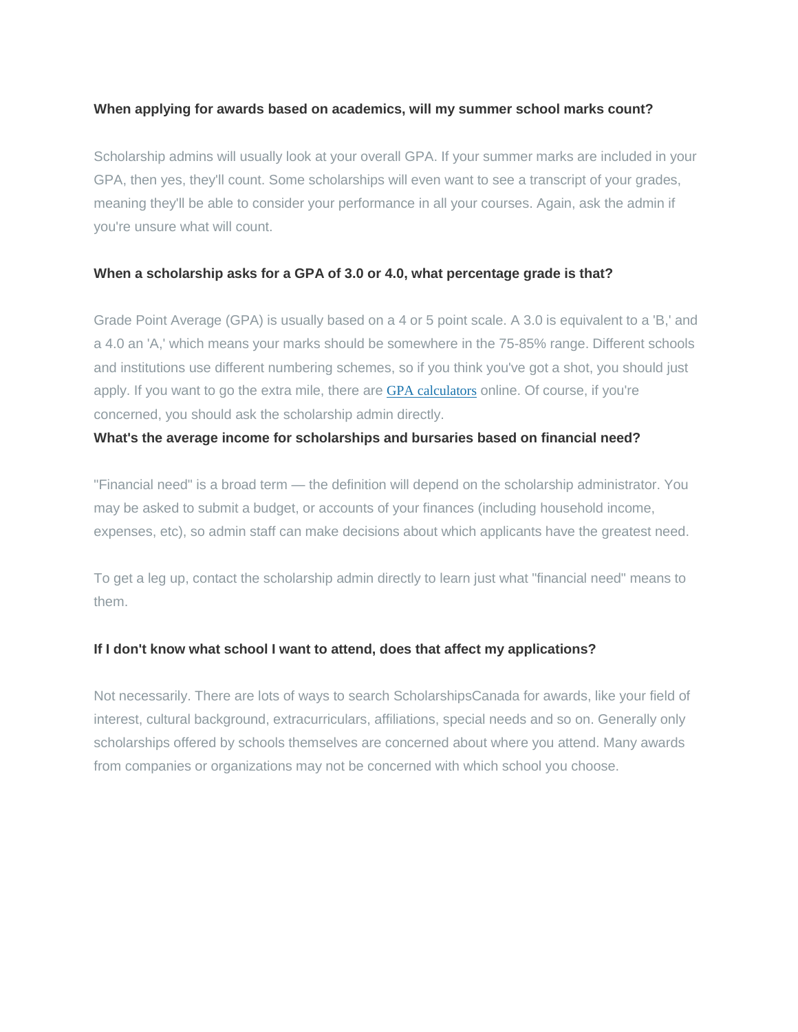**When applying for awards based on academics, will my summer school marks count?**

Scholarship admins will usually look at your overall GPA. If your summer marks are included in your GPA, then yes, they'll count. Some scholarships will even want to see a transcript of your grades, meaning they'll be able to consider your performance in all your courses. Again, ask the admin if you're unsure what will count.

**When a scholarship asks for a GPA of 3.0 or 4.0, what percentage grade is that?**

Grade Point Average (GPA) is usually based on a 4 or 5 point scale. A 3.0 is equivalent to a 'B,' and a 4.0 an 'A,' which means your marks should be somewhere in the 75-85% range. Different schools and institutions use different numbering schemes, so if you think you've got a shot, you should just apply. If you want to go the extra mile, there are GPA calculators online. Of course, if you're concerned, you should ask the scholarship admin directly.

**What's the average income for scholarships and bursaries based on financial need?**

"Financial need" is a broad term — the definition will depend on the scholarship administrator. You may be asked to submit a budget, or accounts of your finances (including household income, expenses, etc), so admin staff can make decisions about which applicants have the greatest need.

To get a leg up, contact the scholarship admin directly to learn just what "financial need" means to them.

**If I don't know what school I want to attend, does that affect my applications?**

Not necessarily. There are lots of ways to search ScholarshipsCanada for awards, like your field of interest, cultural background, extracurriculars, affiliations, special needs and so on. Generally only scholarships offered by schools themselves are concerned about where you attend. Many awards from companies or organizations may not be concerned with which school you choose.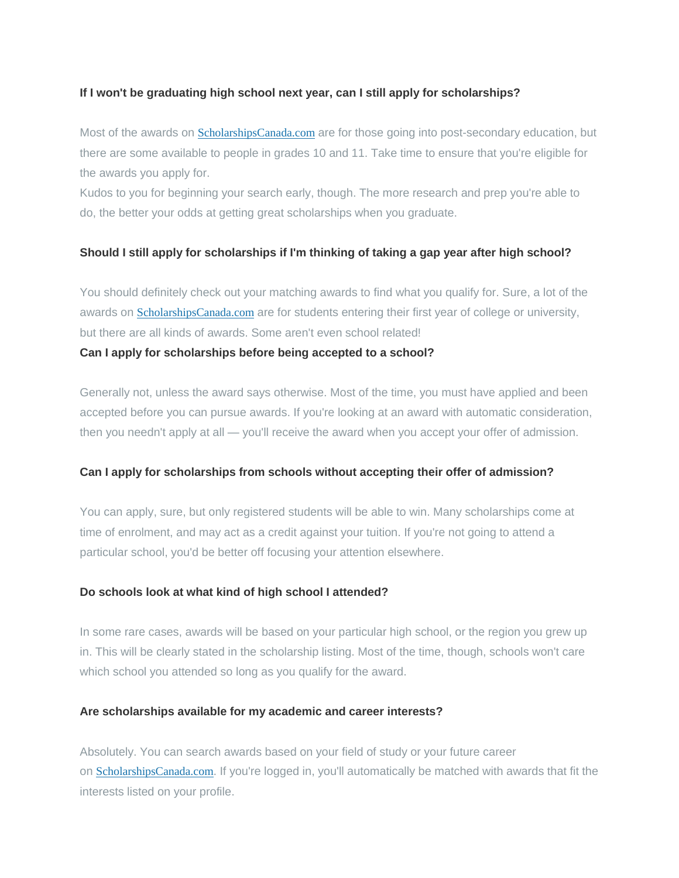**If I won't be graduating high school next year, can I still apply for scholarships?**

Most of the awards on ScholarshipsCanada.com are for those going into post-secondary education, but there are some available to people in grades 10 and 11. Take time to ensure that you're eligible for the awards you apply for.

Kudos to you for beginning your search early, though. The more research and prep you're able to do, the better your odds at getting great scholarships when you graduate.

**Should I still apply for scholarships if I'm thinking of taking a gap year after high school?**

You should definitely check out your matching awards to find what you qualify for. Sure, a lot of the awards on ScholarshipsCanada.com are for students entering their first year of college or university, but there are all kinds of awards. Some aren't even school related!

**Can I apply for scholarships before being accepted to a school?**

Generally not, unless the award says otherwise. Most of the time, you must have applied and been accepted before you can pursue awards. If you're looking at an award with automatic consideration, then you needn't apply at all — you'll receive the award when you accept your offer of admission.

**Can I apply for scholarships from schools without accepting their offer of admission?**

You can apply, sure, but only registered students will be able to win. Many scholarships come at time of enrolment, and may act as a credit against your tuition. If you're not going to attend a particular school, you'd be better off focusing your attention elsewhere.

**Do schools look at what kind of high school I attended?**

In some rare cases, awards will be based on your particular high school, or the region you grew up in. This will be clearly stated in the scholarship listing. Most of the time, though, schools won't care which school you attended so long as you qualify for the award.

**Are scholarships available for my academic and career interests?**

Absolutely. You can search awards based on your field of study or your future career on ScholarshipsCanada.com. If you're logged in, you'll automatically be matched with awards that fit the interests listed on your profile.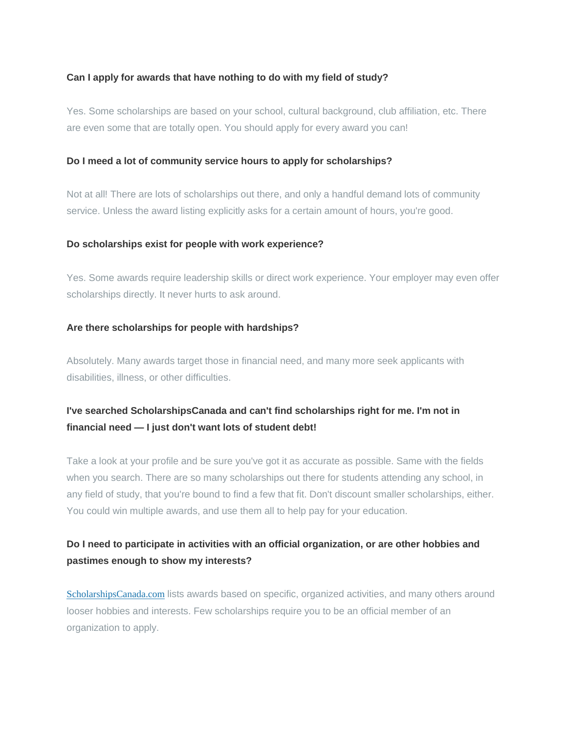**Can I apply for awards that have nothing to do with my field of study?**

Yes. Some scholarships are based on your school, cultural background, club affiliation, etc. There are even some that are totally open. You should apply for every award you can!

**Do I meed a lot of community service hours to apply for scholarships?**

Not at all! There are lots of scholarships out there, and only a handful demand lots of community service. Unless the award listing explicitly asks for a certain amount of hours, you're good.

**Do scholarships exist for people with work experience?**

Yes. Some awards require leadership skills or direct work experience. Your employer may even offer scholarships directly. It never hurts to ask around.

**Are there scholarships for people with hardships?**

Absolutely. Many awards target those in financial need, and many more seek applicants with disabilities, illness, or other difficulties.

**I've searched ScholarshipsCanada and can't find scholarships right for me. I'm not in financial need — I just don't want lots of student debt!**

Take a look at your profile and be sure you've got it as accurate as possible. Same with the fields when you search. There are so many scholarships out there for students attending any school, in any field of study, that you're bound to find a few that fit. Don't discount smaller scholarships, either. You could win multiple awards, and use them all to help pay for your education.

**Do I need to participate in activities with an official organization, or are other hobbies and pastimes enough to show my interests?**

ScholarshipsCanada.com lists awards based on specific, organized activities, and many others around looser hobbies and interests. Few scholarships require you to be an official member of an organization to apply.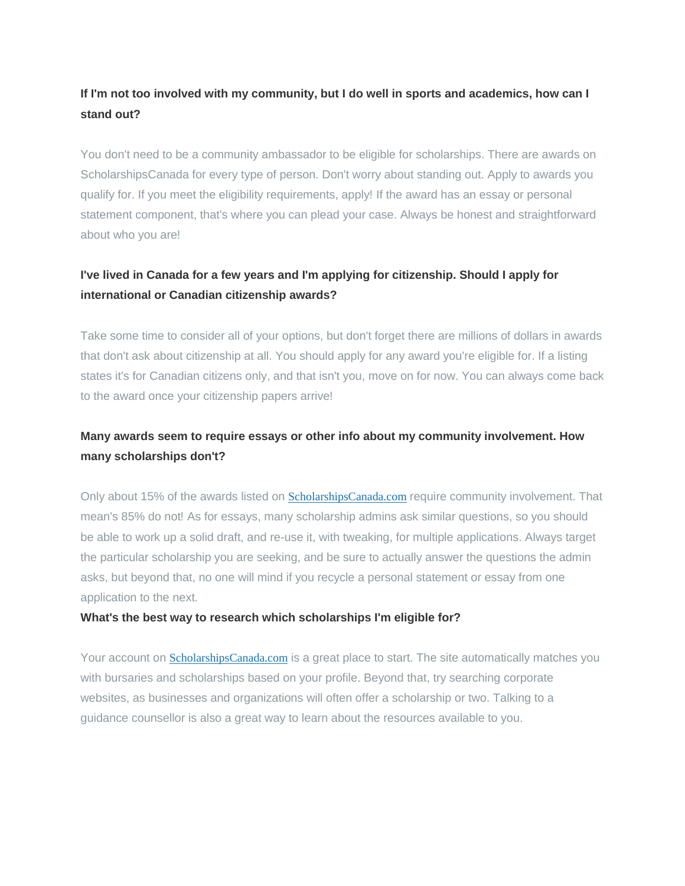**If I'm not too involved with my community, but I do well in sports and academics, how can I stand out?**

You don't need to be a community ambassador to be eligible for scholarships. There are awards on ScholarshipsCanada for every type of person. Don't worry about standing out. Apply to awards you qualify for. If you meet the eligibility requirements, apply! If the award has an essay or personal statement component, that's where you can plead your case. Always be honest and straightforward about who you are!

**I've lived in Canada for a few years and I'm applying for citizenship. Should I apply for international or Canadian citizenship awards?**

Take some time to consider all of your options, but don't forget there are millions of dollars in awards that don't ask about citizenship at all. You should apply for any award you're eligible for. If a listing states it's for Canadian citizens only, and that isn't you, move on for now. You can always come back to the award once your citizenship papers arrive!

**Many awards seem to require essays or other info about my community involvement. How many scholarships don't?**

Only about 15% of the awards listed on [ScholarshipsCanada.com](ScholarshipsCanada.com) require community involvement. That mean's 85% do not! As for essays, many scholarship admins ask similar questions, so you should be able to work up a solid draft, and re-use it, with tweaking, for multiple applications. Always target the particular scholarship you are seeking, and be sure to actually answer the questions the admin asks, but beyond that, no one will mind if you recycle a personal statement or essay from one application to the next.

**What's the best way to research which scholarships I'm eligible for?**

Your account on [ScholarshipsCanada.com](ScholarshipsCanada.com) is a great place to start. The site automatically matches you with bursaries and scholarships based on your profile. Beyond that, try searching corporate websites, as businesses and organizations will often offer a scholarship or two. Talking to a guidance counsellor is also a great way to learn about the resources available to you.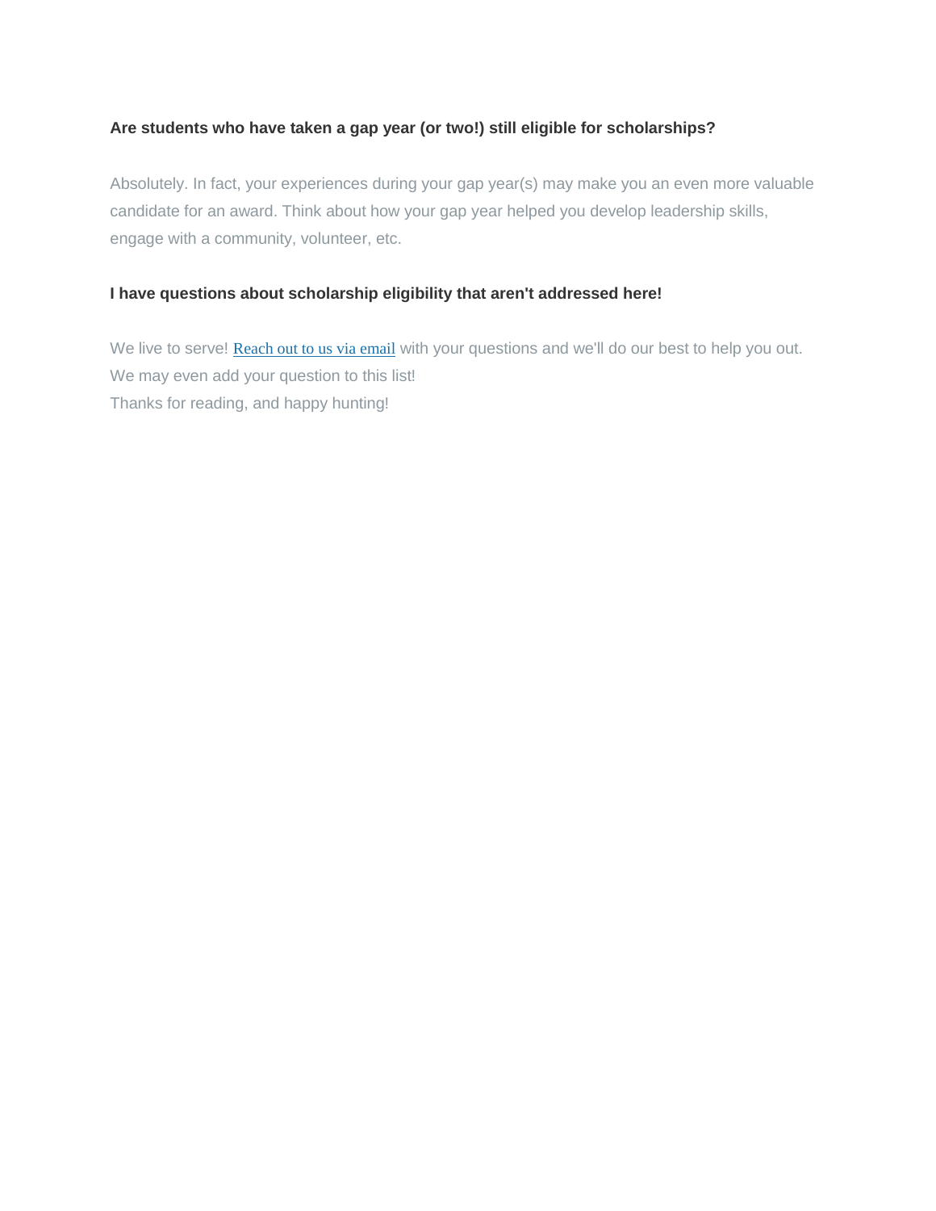**Are students who have taken a gap year (or two!) still eligible for scholarships?**

Absolutely. In fact, your experiences during your gap year(s) may make you an even more valuable candidate for an award. Think about how your gap year helped you develop leadership skills, engage with a community, volunteer, etc.

**I have questions about scholarship eligibility that aren't addressed here!**

We live to serve! Reach out to us via email with your questions and we'll do our best to help you out. We may even add your question to this list!
Thanks for reading, and happy hunting!